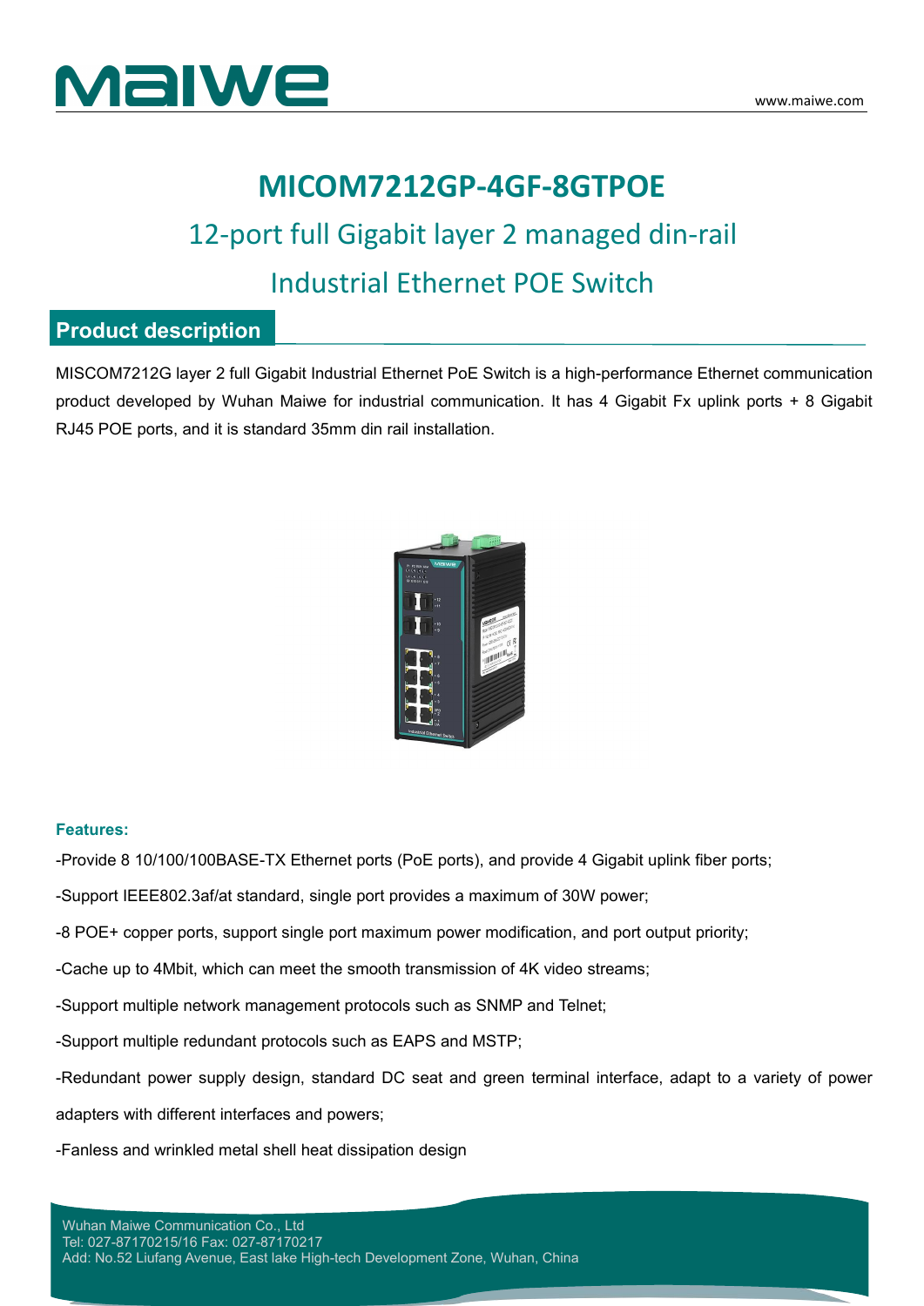# MICOM7212GP-4GF-8GTPOE

## 12-port full Gigabit layer 2 managed din-rail Industrial Ethernet POE Switch

## Product description

MISCOM7212G layer 2 full Gigabit Industrial Ethernet PoE Switch is a high-performance Ethernet communication product developed by Wuhan Maiwe for industrial communication. It has 4 Gigabit Fx uplink ports + 8 Gigabit RJ45 POE ports, and it is standard 35mm din rail installation.

**Features:**

-Provide 8 10/100/100BASE-TX Ethernet ports (PoE ports), and provide 4 Gigabit uplink fiber ports;

-Support IEEE802.3af/at standard, single port provides a maximum of 30W power;

-8 POE+ copper ports, support single port maximum power modification, and port output priority;

-Cache up to 4Mbit, which can meet the smooth transmission of 4K video streams;

-Support multiple network management protocols such as SNMP and Telnet;

-Support multiple redundant protocols such as EAPS and MSTP;

-Redundant power supply design, standard DC seat and green terminal interface, adapt to a variety of power adapters with different interfaces and powers;

-Fanless and wrinkled metal shell heat dissipation design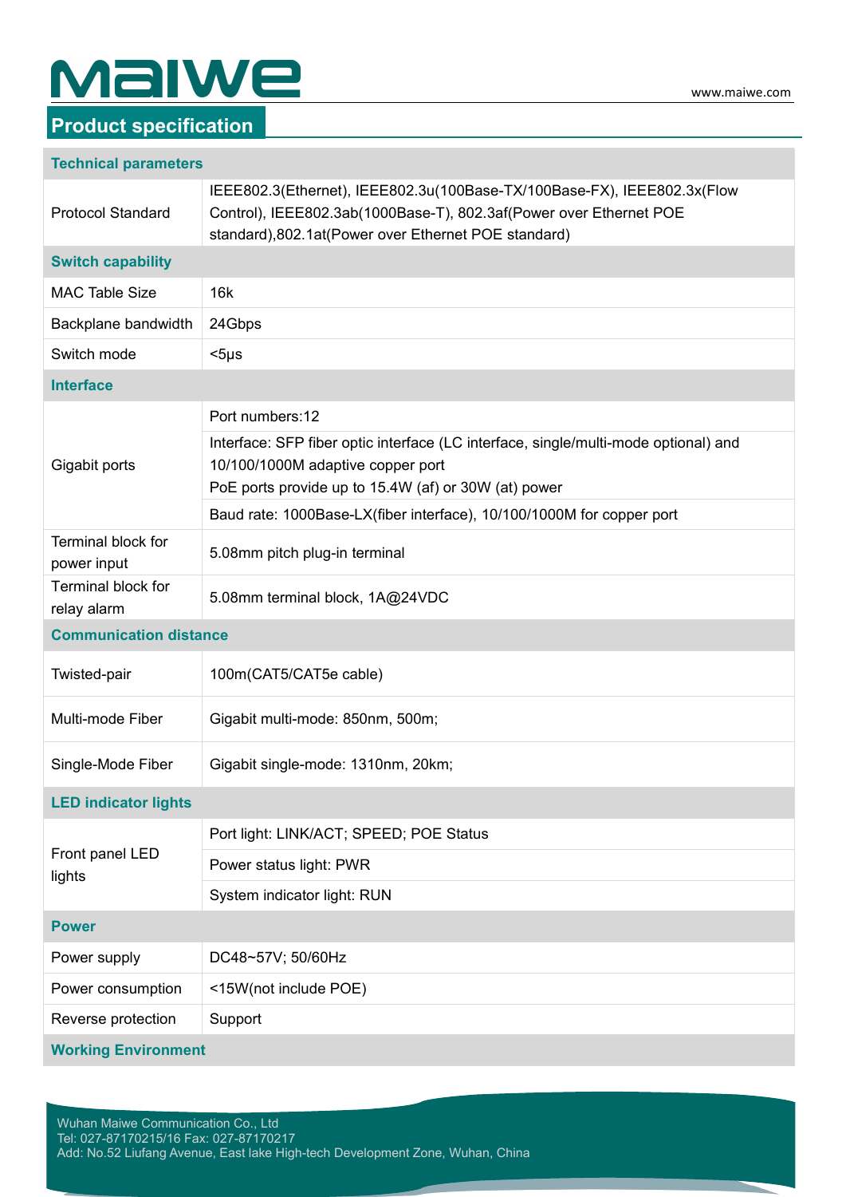## Product specification

| Technical parameters | |
|---|---|
| Protocol Standard | IEEE802.3(Ethernet), IEEE802.3u(100Base-TX/100Base-FX), IEEE802.3x(Flow Control), IEEE802.3ab(1000Base-T), 802.3af(Power over Ethernet POE standard),802.1at(Power over Ethernet POE standard) |
| **Switch capability** | |
| MAC Table Size | 16k |
| Backplane bandwidth | 24Gbps |
| Switch mode | <5μs |
| **Interface** | |
| Gigabit ports | Port numbers:12 |
| | Interface: SFP fiber optic interface (LC interface, single/multi-mode optional) and 10/100/1000M adaptive copper port<br>PoE ports provide up to 15.4W (af) or 30W (at) power |
| | Baud rate: 1000Base-LX(fiber interface), 10/100/1000M for copper port |
| Terminal block for power input | 5.08mm pitch plug-in terminal |
| Terminal block for relay alarm | 5.08mm terminal block, 1A@24VDC |
| **Communication distance** | |
| Twisted-pair | 100m(CAT5/CAT5e cable) |
| Multi-mode Fiber | Gigabit multi-mode: 850nm, 500m; |
| Single-Mode Fiber | Gigabit single-mode: 1310nm, 20km; |
| **LED indicator lights** | |
| Front panel LED lights | Port light: LINK/ACT; SPEED; POE Status |
| | Power status light: PWR |
| | System indicator light: RUN |
| **Power** | |
| Power supply | DC48~57V; 50/60Hz |
| Power consumption | <15W(not include POE) |
| Reverse protection | Support |
| **Working Environment** | |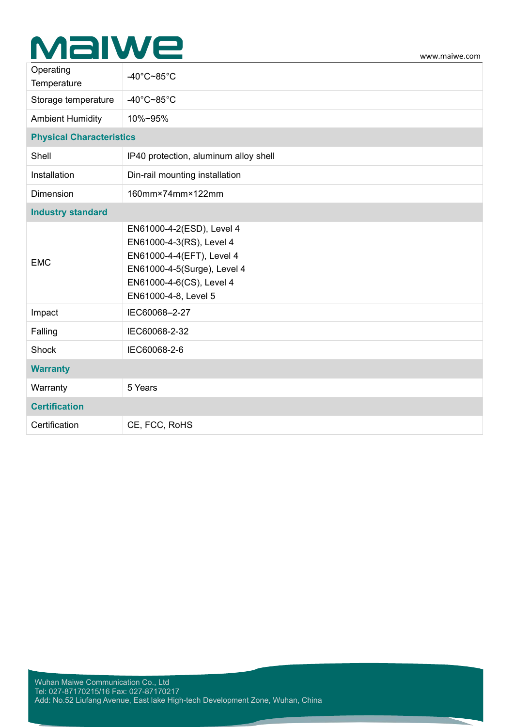| | |
|---|---|
| Operating Temperature | -40°C~85°C |
| Storage temperature | -40°C~85°C |
| Ambient Humidity | 10%~95% |
| **Physical Characteristics** | |
| Shell | IP40 protection, aluminum alloy shell |
| Installation | Din-rail mounting installation |
| Dimension | 160mm×74mm×122mm |
| **Industry standard** | |
| EMC | EN61000-4-2(ESD), Level 4<br>EN61000-4-3(RS), Level 4<br>EN61000-4-4(EFT), Level 4<br>EN61000-4-5(Surge), Level 4<br>EN61000-4-6(CS), Level 4<br>EN61000-4-8, Level 5 |
| Impact | IEC60068–2-27 |
| Falling | IEC60068-2-32 |
| Shock | IEC60068-2-6 |
| **Warranty** | |
| Warranty | 5 Years |
| **Certification** | |
| Certification | CE, FCC, RoHS |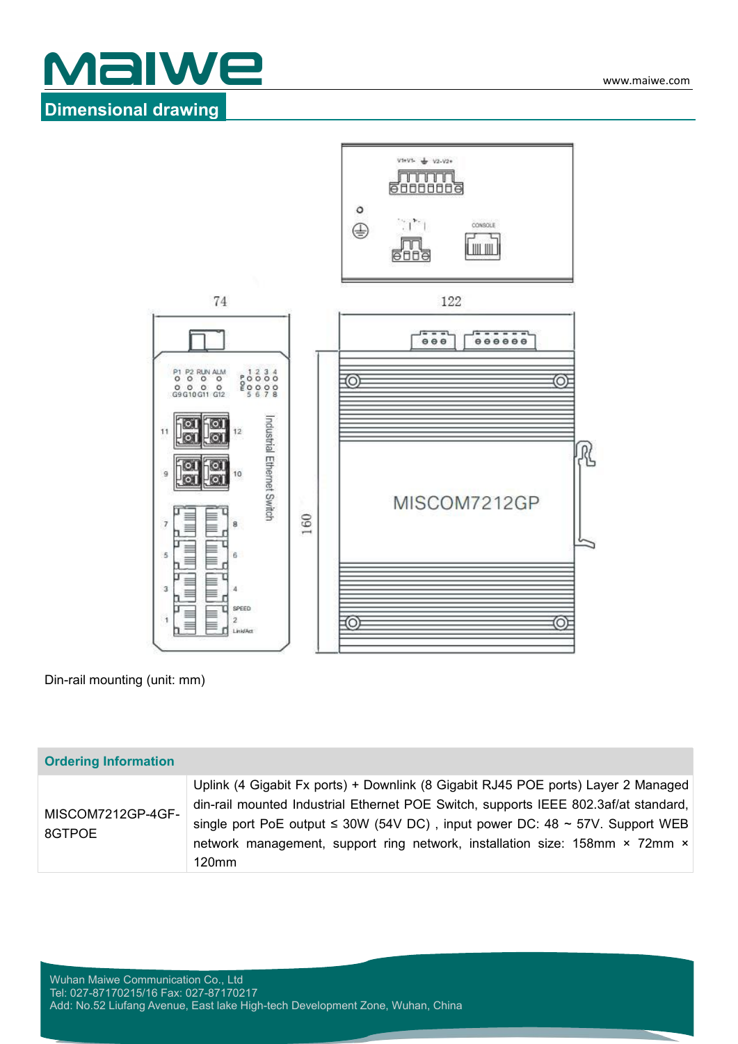## Dimensional drawing

Din-rail mounting (unit: mm)

## Ordering Information

| | |
|---|---|
| MISCOM7212GP-4GF-8GTPOE | Uplink (4 Gigabit Fx ports) + Downlink (8 Gigabit RJ45 POE ports) Layer 2 Managed din-rail mounted Industrial Ethernet POE Switch, supports IEEE 802.3af/at standard, single port PoE output ≤ 30W (54V DC) , input power DC: 48 ~ 57V. Support WEB network management, support ring network, installation size: 158mm × 72mm × 120mm |

Wuhan Maiwe Communication Co., Ltd
Tel: 027-87170215/16 Fax: 027-87170217
Add: No.52 Liufang Avenue, East lake High-tech Development Zone, Wuhan, China